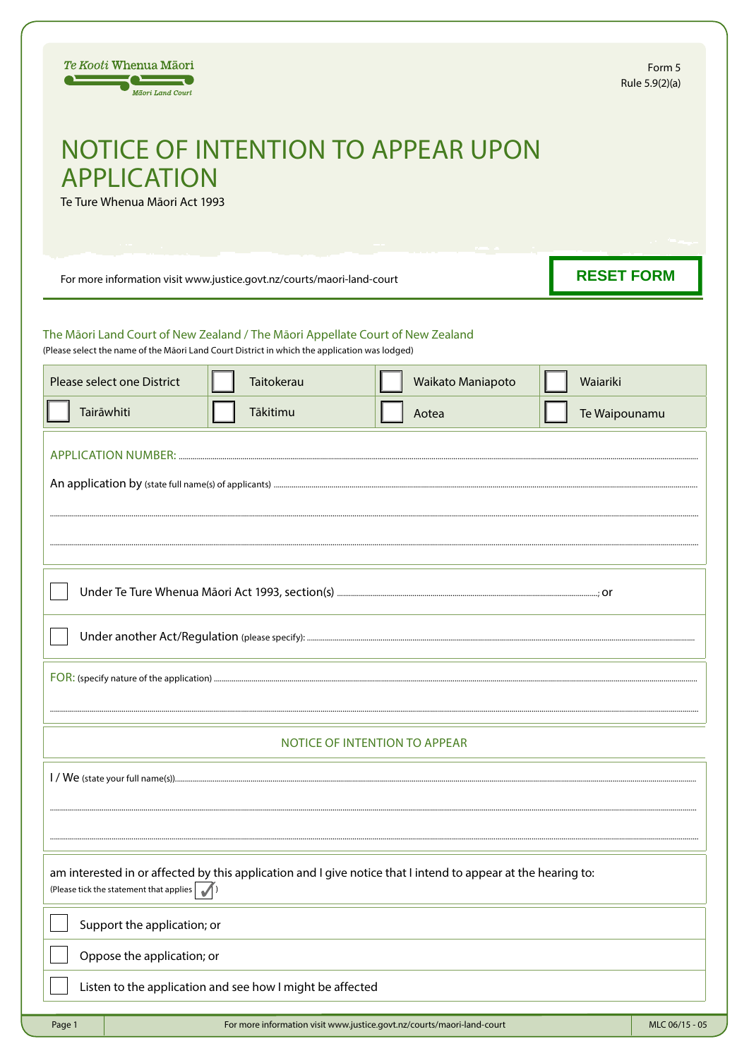Te Kooti Whenua Māori
Māori Land Court

Form 5
Rule 5.9(2)(a)

# NOTICE OF INTENTION TO APPEAR UPON APPLICATION

Te Ture Whenua Māori Act 1993

For more information visit www.justice.govt.nz/courts/maori-land-court

RESET FORM

## The Māori Land Court of New Zealand / The Māori Appellate Court of New Zealand

(Please select the name of the Māori Land Court District in which the application was lodged)

| Please select one District | ☐ Taitokerau | ☐ Waikato Maniapoto | ☐ Waiariki |
|---|---|---|---|
| ☐ Tairāwhiti | ☐ Tākitimu | ☐ Aotea | ☐ Te Waipounamu |

APPLICATION NUMBER: ..........................................................................................................

An application by (state full name(s) of applicants) ..........................................................................................................

..........................................................................................................

..........................................................................................................

☐ Under Te Ture Whenua Māori Act 1993, section(s) ..........................................................................................................; or

☐ Under another Act/Regulation (please specify): ..........................................................................................................

FOR: (specify nature of the application) ..........................................................................................................

..........................................................................................................

## NOTICE OF INTENTION TO APPEAR

I / We (state your full name(s)) ..........................................................................................................

..........................................................................................................

..........................................................................................................

am interested in or affected by this application and I give notice that I intend to appear at the hearing to:
(Please tick the statement that applies ✓)

☐ Support the application; or

☐ Oppose the application; or

☐ Listen to the application and see how I might be affected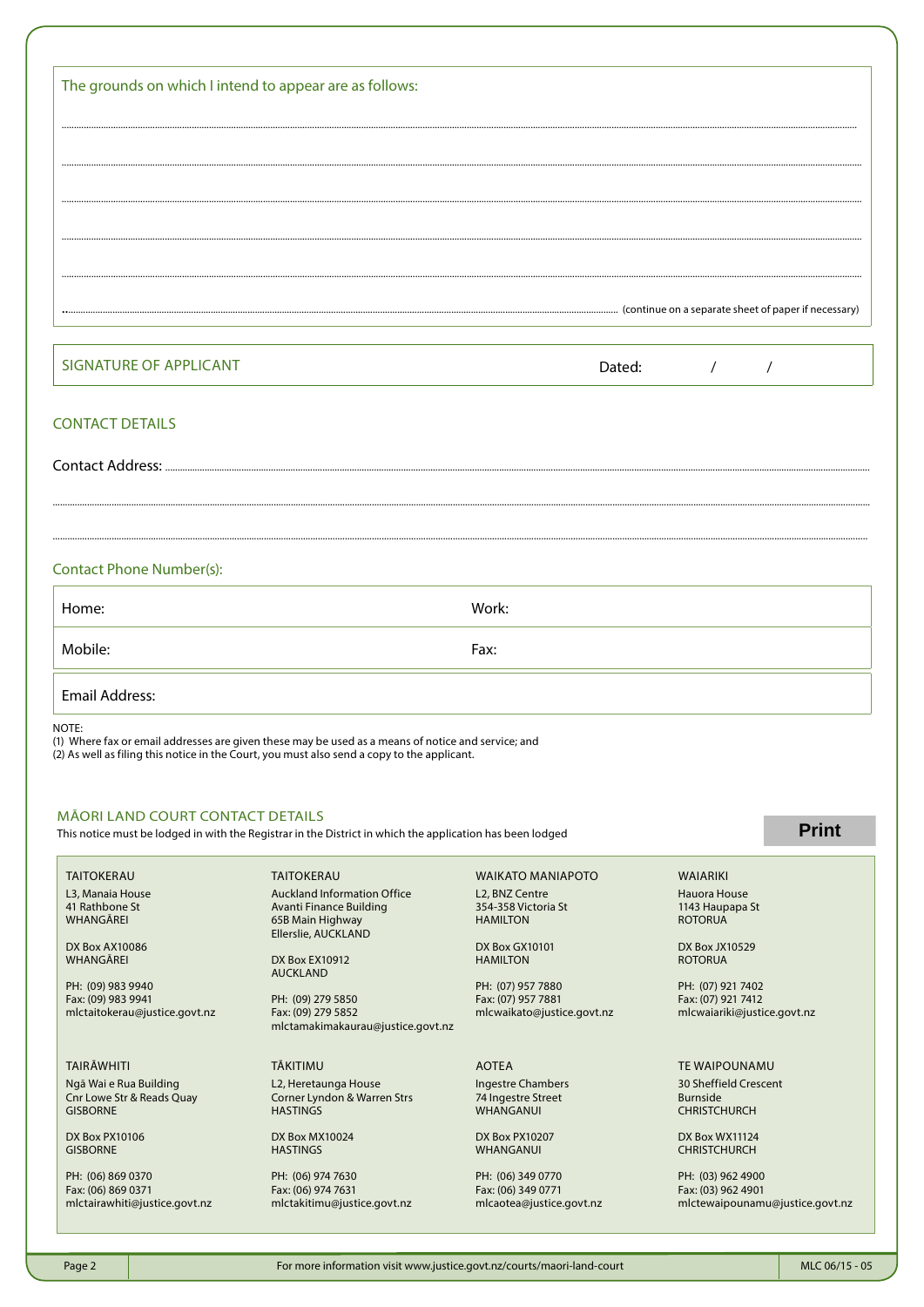The grounds on which I intend to appear are as follows:

.......................................................................................................................................................................................................

.......................................................................................................................................................................................................

.......................................................................................................................................................................................................

.......................................................................................................................................................................................................

.......................................................................................................................................................................................................

....................................................................................................................................... (continue on a separate sheet of paper if necessary)

SIGNATURE OF APPLICANT Dated: / /

## CONTACT DETAILS

Contact Address: .......................................................................................................................................................................

.......................................................................................................................................................................................................

.......................................................................................................................................................................................................

Contact Phone Number(s):

| | |
|---|---|
| Home: | Work: |
| Mobile: | Fax: |
| Email Address: | |

NOTE:
(1) Where fax or email addresses are given these may be used as a means of notice and service; and
(2) As well as filing this notice in the Court, you must also send a copy to the applicant.

## MĀORI LAND COURT CONTACT DETAILS

This notice must be lodged in with the Registrar in the District in which the application has been lodged

Print

**TAITOKERAU**
L3, Manaia House
41 Rathbone St
WHANGĀREI

DX Box AX10086
WHANGĀREI

PH: (09) 983 9940
Fax: (09) 983 9941
mlctaitokerau@justice.govt.nz

**TAITOKERAU**
Auckland Information Office
Avanti Finance Building
65B Main Highway
Ellerslie, AUCKLAND

DX Box EX10912
AUCKLAND

PH: (09) 279 5850
Fax: (09) 279 5852
mlctamakimakaurau@justice.govt.nz

**WAIKATO MANIAPOTO**
L2, BNZ Centre
354-358 Victoria St
HAMILTON

DX Box GX10101
HAMILTON

PH: (07) 957 7880
Fax: (07) 957 7881
mlcwaikato@justice.govt.nz

**WAIARIKI**
Hauora House
1143 Haupapa St
ROTORUA

DX Box JX10529
ROTORUA

PH: (07) 921 7402
Fax: (07) 921 7412
mlcwaiariki@justice.govt.nz

**TAIRĀWHITI**
Ngā Wai e Rua Building
Cnr Lowe Str & Reads Quay
GISBORNE

DX Box PX10106
GISBORNE

PH: (06) 869 0370
Fax: (06) 869 0371
mlctairawhiti@justice.govt.nz

**TĀKITIMU**
L2, Heretaunga House
Corner Lyndon & Warren Strs
HASTINGS

DX Box MX10024
HASTINGS

PH: (06) 974 7630
Fax: (06) 974 7631
mlctakitimu@justice.govt.nz

**AOTEA**
Ingestre Chambers
74 Ingestre Street
WHANGANUI

DX Box PX10207
WHANGANUI

PH: (06) 349 0770
Fax: (06) 349 0771
mlcaotea@justice.govt.nz

**TE WAIPOUNAMU**
30 Sheffield Crescent
Burnside
CHRISTCHURCH

DX Box WX11124
CHRISTCHURCH

PH: (03) 962 4900
Fax: (03) 962 4901
mlctewaipounamu@justice.govt.nz

For more information visit www.justice.govt.nz/courts/maori-land-court

MLC 06/15 - 05